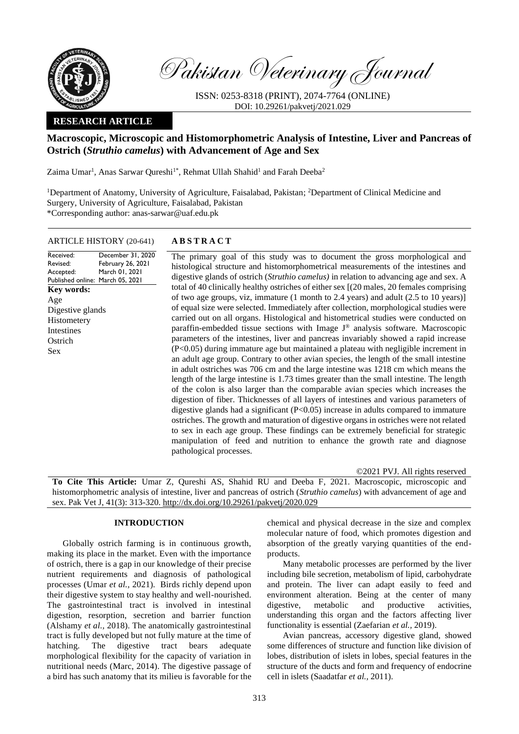Pakistan Veterinary Journal

ISSN: 0253-8318 (PRINT), 2074-7764 (ONLINE)
DOI: 10.29261/pakvetj/2021.029

**RESEARCH ARTICLE**

# Macroscopic, Microscopic and Histomorphometric Analysis of Intestine, Liver and Pancreas of Ostrich (*Struthio camelus*) with Advancement of Age and Sex

Zaima Umar[1], Anas Sarwar Qureshi[1*], Rehmat Ullah Shahid[1] and Farah Deeba[2]

[1]Department of Anatomy, University of Agriculture, Faisalabad, Pakistan; [2]Department of Clinical Medicine and Surgery, University of Agriculture, Faisalabad, Pakistan
*Corresponding author: anas-sarwar@uaf.edu.pk

**ARTICLE HISTORY** (20-641)

Received: December 31, 2020
Revised: February 26, 2021
Accepted: March 01, 2021
Published online: March 05, 2021

**Key words:**
Age
Digestive glands
Histometery
Intestines
Ostrich
Sex

## ABSTRACT

The primary goal of this study was to document the gross morphological and histological structure and histomorphometrical measurements of the intestines and digestive glands of ostrich (*Struthio camelus)* in relation to advancing age and sex. A total of 40 clinically healthy ostriches of either sex [(20 males, 20 females comprising of two age groups, viz, immature (1 month to 2.4 years) and adult (2.5 to 10 years)] of equal size were selected. Immediately after collection, morphological studies were carried out on all organs. Histological and histometrical studies were conducted on paraffin-embedded tissue sections with Image J® analysis software. Macroscopic parameters of the intestines, liver and pancreas invariably showed a rapid increase ($P<0.05$) during immature age but maintained a plateau with negligible increment in an adult age group. Contrary to other avian species, the length of the small intestine in adult ostriches was 706 cm and the large intestine was 1218 cm which means the length of the large intestine is 1.73 times greater than the small intestine. The length of the colon is also larger than the comparable avian species which increases the digestion of fiber. Thicknesses of all layers of intestines and various parameters of digestive glands had a significant ($P<0.05$) increase in adults compared to immature ostriches. The growth and maturation of digestive organs in ostriches were not related to sex in each age group. These findings can be extremely beneficial for strategic manipulation of feed and nutrition to enhance the growth rate and diagnose pathological processes.

©2021 PVJ. All rights reserved

**To Cite This Article:** Umar Z, Qureshi AS, Shahid RU and Deeba F, 2021. Macroscopic, microscopic and histomorphometric analysis of intestine, liver and pancreas of ostrich (*Struthio camelus*) with advancement of age and sex. Pak Vet J, 41(3): 313-320. http://dx.doi.org/10.29261/pakvetj/2020.029

## INTRODUCTION

Globally ostrich farming is in continuous growth, making its place in the market. Even with the importance of ostrich, there is a gap in our knowledge of their precise nutrient requirements and diagnosis of pathological processes (Umar *et al.,* 2021). Birds richly depend upon their digestive system to stay healthy and well-nourished. The gastrointestinal tract is involved in intestinal digestion, resorption, secretion and barrier function (Alshamy *et al.,* 2018). The anatomically gastrointestinal tract is fully developed but not fully mature at the time of hatching. The digestive tract bears adequate morphological flexibility for the capacity of variation in nutritional needs (Marc, 2014). The digestive passage of a bird has such anatomy that its milieu is favorable for the chemical and physical decrease in the size and complex molecular nature of food, which promotes digestion and absorption of the greatly varying quantities of the end-products.

Many metabolic processes are performed by the liver including bile secretion, metabolism of lipid, carbohydrate and protein. The liver can adapt easily to feed and environment alteration. Being at the center of many digestive, metabolic and productive activities, understanding this organ and the factors affecting liver functionality is essential (Zaefarian *et al.,* 2019).

Avian pancreas, accessory digestive gland, showed some differences of structure and function like division of lobes, distribution of islets in lobes, special features in the structure of the ducts and form and frequency of endocrine cell in islets (Saadatfar *et al.,* 2011).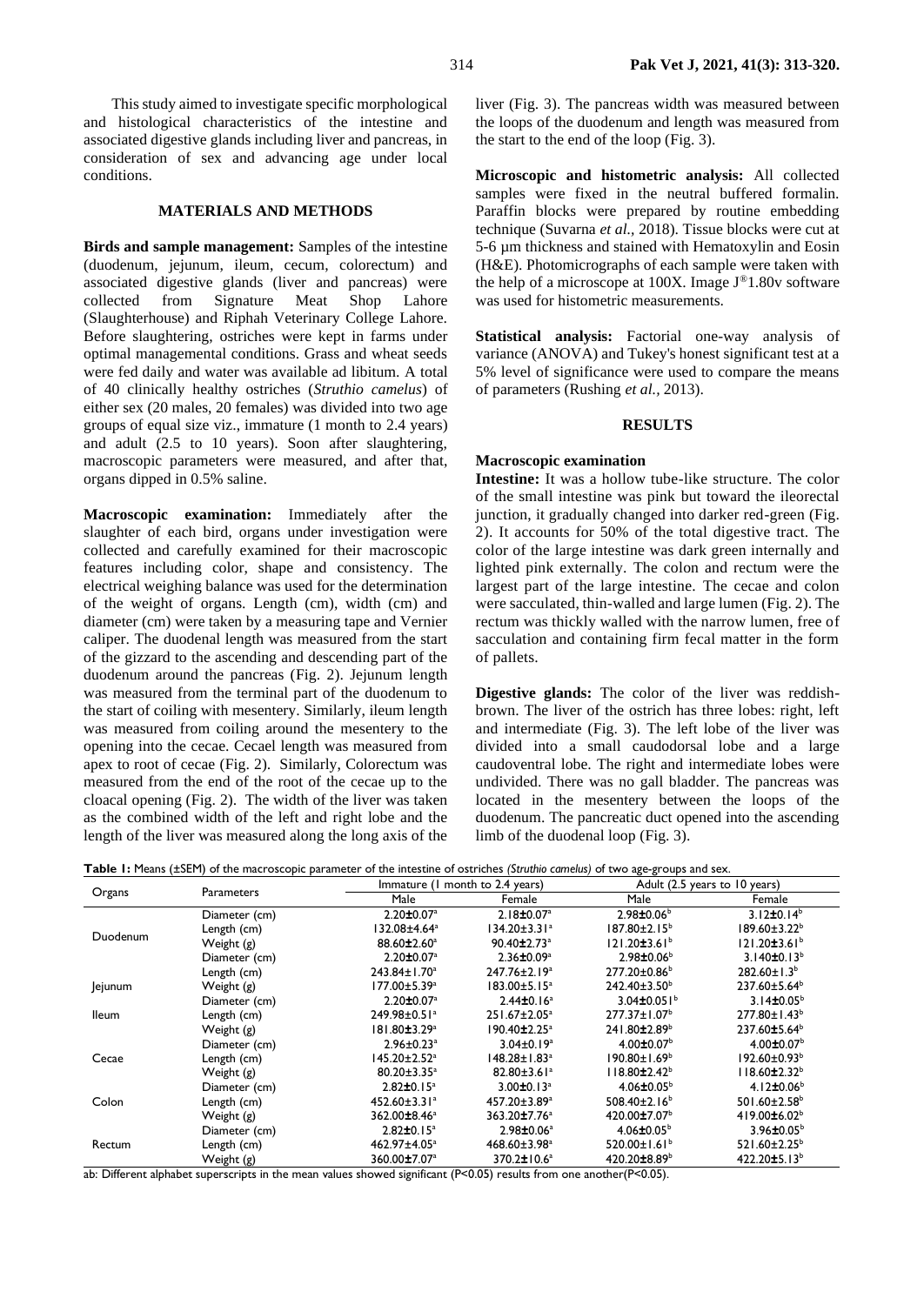This study aimed to investigate specific morphological and histological characteristics of the intestine and associated digestive glands including liver and pancreas, in consideration of sex and advancing age under local conditions.

## MATERIALS AND METHODS

**Birds and sample management:** Samples of the intestine (duodenum, jejunum, ileum, cecum, colorectum) and associated digestive glands (liver and pancreas) were collected from Signature Meat Shop Lahore (Slaughterhouse) and Riphah Veterinary College Lahore. Before slaughtering, ostriches were kept in farms under optimal managemental conditions. Grass and wheat seeds were fed daily and water was available ad libitum. A total of 40 clinically healthy ostriches (*Struthio camelus*) of either sex (20 males, 20 females) was divided into two age groups of equal size viz., immature (1 month to 2.4 years) and adult (2.5 to 10 years). Soon after slaughtering, macroscopic parameters were measured, and after that, organs dipped in 0.5% saline.

**Macroscopic examination:** Immediately after the slaughter of each bird, organs under investigation were collected and carefully examined for their macroscopic features including color, shape and consistency. The electrical weighing balance was used for the determination of the weight of organs. Length (cm), width (cm) and diameter (cm) were taken by a measuring tape and Vernier caliper. The duodenal length was measured from the start of the gizzard to the ascending and descending part of the duodenum around the pancreas (Fig. 2). Jejunum length was measured from the terminal part of the duodenum to the start of coiling with mesentery. Similarly, ileum length was measured from coiling around the mesentery to the opening into the cecae. Cecael length was measured from apex to root of cecae (Fig. 2). Similarly, Colorectum was measured from the end of the root of the cecae up to the cloacal opening (Fig. 2). The width of the liver was taken as the combined width of the left and right lobe and the length of the liver was measured along the long axis of the liver (Fig. 3). The pancreas width was measured between the loops of the duodenum and length was measured from the start to the end of the loop (Fig. 3).

**Microscopic and histometric analysis:** All collected samples were fixed in the neutral buffered formalin. Paraffin blocks were prepared by routine embedding technique (Suvarna *et al.*, 2018). Tissue blocks were cut at 5-6 µm thickness and stained with Hematoxylin and Eosin (H&E). Photomicrographs of each sample were taken with the help of a microscope at 100X. Image J®1.80v software was used for histometric measurements.

**Statistical analysis:** Factorial one-way analysis of variance (ANOVA) and Tukey's honest significant test at a 5% level of significance were used to compare the means of parameters (Rushing *et al.*, 2013).

## RESULTS

### Macroscopic examination

**Intestine:** It was a hollow tube-like structure. The color of the small intestine was pink but toward the ileorectal junction, it gradually changed into darker red-green (Fig. 2). It accounts for 50% of the total digestive tract. The color of the large intestine was dark green internally and lighted pink externally. The colon and rectum were the largest part of the large intestine. The cecae and colon were sacculated, thin-walled and large lumen (Fig. 2). The rectum was thickly walled with the narrow lumen, free of sacculation and containing firm fecal matter in the form of pallets.

**Digestive glands:** The color of the liver was reddish-brown. The liver of the ostrich has three lobes: right, left and intermediate (Fig. 3). The left lobe of the liver was divided into a small caudodorsal lobe and a large caudoventral lobe. The right and intermediate lobes were undivided. There was no gall bladder. The pancreas was located in the mesentery between the loops of the duodenum. The pancreatic duct opened into the ascending limb of the duodenal loop (Fig. 3).

**Table 1:** Means (±SEM) of the macroscopic parameter of the intestine of ostriches *(Struthio camelus)* of two age-groups and sex.

| Organs | Parameters | Immature (1 month to 2.4 years) | | Adult (2.5 years to 10 years) | |
|---|---|---|---|---|---|
| | | Male | Female | Male | Female |
| Duodenum | Diameter (cm) | 2.20±0.07[a] | 2.18±0.07[a] | 2.98±0.06[b] | 3.12±0.14[b] |
| | Length (cm) | 132.08±4.64[a] | 134.20±3.31[a] | 187.80±2.15[b] | 189.60±3.22[b] |
| | Weight (g) | 88.60±2.60[a] | 90.40±2.73[a] | 121.20±3.61[b] | 121.20±3.61[b] |
| Jejunum | Diameter (cm) | 2.20±0.07[a] | 2.36±0.09[a] | 2.98±0.06[b] | 3.140±0.13[b] |
| | Length (cm) | 243.84±1.70[a] | 247.76±2.19[a] | 277.20±0.86[b] | 282.60±1.3[b] |
| | Weight (g) | 177.00±5.39[a] | 183.00±5.15[a] | 242.40±3.50[b] | 237.60±5.64[b] |
| Ileum | Diameter (cm) | 2.20±0.07[a] | 2.44±0.16[a] | 3.04±0.051[b] | 3.14±0.05[b] |
| | Length (cm) | 249.98±0.51[a] | 251.67±2.05[a] | 277.37±1.07[b] | 277.80±1.43[b] |
| | Weight (g) | 181.80±3.29[a] | 190.40±2.25[a] | 241.80±2.89[b] | 237.60±5.64[b] |
| Cecae | Diameter (cm) | 2.96±0.23[a] | 3.04±0.19[a] | 4.00±0.07[b] | 4.00±0.07[b] |
| | Length (cm) | 145.20±2.52[a] | 148.28±1.83[a] | 190.80±1.69[b] | 192.60±0.93[b] |
| | Weight (g) | 80.20±3.35[a] | 82.80±3.61[a] | 118.80±2.42[b] | 118.60±2.32[b] |
| Colon | Diameter (cm) | 2.82±0.15[a] | 3.00±0.13[a] | 4.06±0.05[b] | 4.12±0.06[b] |
| | Length (cm) | 452.60±3.31[a] | 457.20±3.89[a] | 508.40±2.16[b] | 501.60±2.58[b] |
| | Weight (g) | 362.00±8.46[a] | 363.20±7.76[a] | 420.00±7.07[b] | 419.00±6.02[b] |
| Rectum | Diameter (cm) | 2.82±0.15[a] | 2.98±0.06[a] | 4.06±0.05[b] | 3.96±0.05[b] |
| | Length (cm) | 462.97±4.05[a] | 468.60±3.98[a] | 520.00±1.61[b] | 521.60±2.25[b] |
| | Weight (g) | 360.00±7.07[a] | 370.2±10.6[a] | 420.20±8.89[b] | 422.20±5.13[b] |

ab: Different alphabet superscripts in the mean values showed significant (P<0.05) results from one another(P<0.05).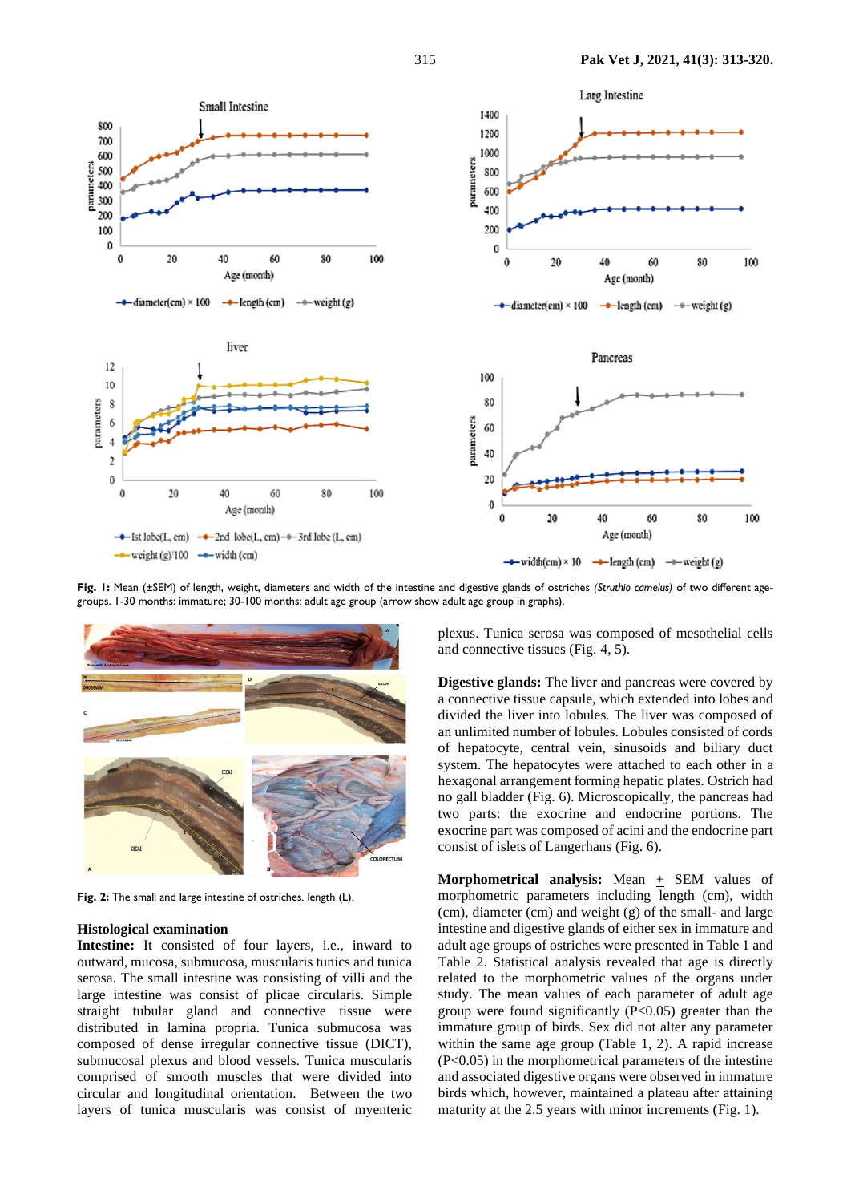**Fig. 1:** Mean (±SEM) of length, weight, diameters and width of the intestine and digestive glands of ostriches *(Struthio camelus)* of two different age-groups. 1-30 months: immature; 30-100 months: adult age group (arrow show adult age group in graphs).

**Fig. 2:** The small and large intestine of ostriches. length (L).

### Histological examination

**Intestine:** It consisted of four layers, i.e., inward to outward, mucosa, submucosa, muscularis tunics and tunica serosa. The small intestine was consisting of villi and the large intestine was consist of plicae circularis. Simple straight tubular gland and connective tissue were distributed in lamina propria. Tunica submucosa was composed of dense irregular connective tissue (DICT), submucosal plexus and blood vessels. Tunica muscularis comprised of smooth muscles that were divided into circular and longitudinal orientation. Between the two layers of tunica muscularis was consist of myenteric plexus. Tunica serosa was composed of mesothelial cells and connective tissues (Fig. 4, 5).

**Digestive glands:** The liver and pancreas were covered by a connective tissue capsule, which extended into lobes and divided the liver into lobules. The liver was composed of an unlimited number of lobules. Lobules consisted of cords of hepatocyte, central vein, sinusoids and biliary duct system. The hepatocytes were attached to each other in a hexagonal arrangement forming hepatic plates. Ostrich had no gall bladder (Fig. 6). Microscopically, the pancreas had two parts: the exocrine and endocrine portions. The exocrine part was composed of acini and the endocrine part consist of islets of Langerhans (Fig. 6).

**Morphometrical analysis:** Mean ± SEM values of morphometric parameters including length (cm), width (cm), diameter (cm) and weight (g) of the small- and large intestine and digestive glands of either sex in immature and adult age groups of ostriches were presented in Table 1 and Table 2. Statistical analysis revealed that age is directly related to the morphometric values of the organs under study. The mean values of each parameter of adult age group were found significantly ($P<0.05$) greater than the immature group of birds. Sex did not alter any parameter within the same age group (Table 1, 2). A rapid increase ($P<0.05$) in the morphometrical parameters of the intestine and associated digestive organs were observed in immature birds which, however, maintained a plateau after attaining maturity at the 2.5 years with minor increments (Fig. 1).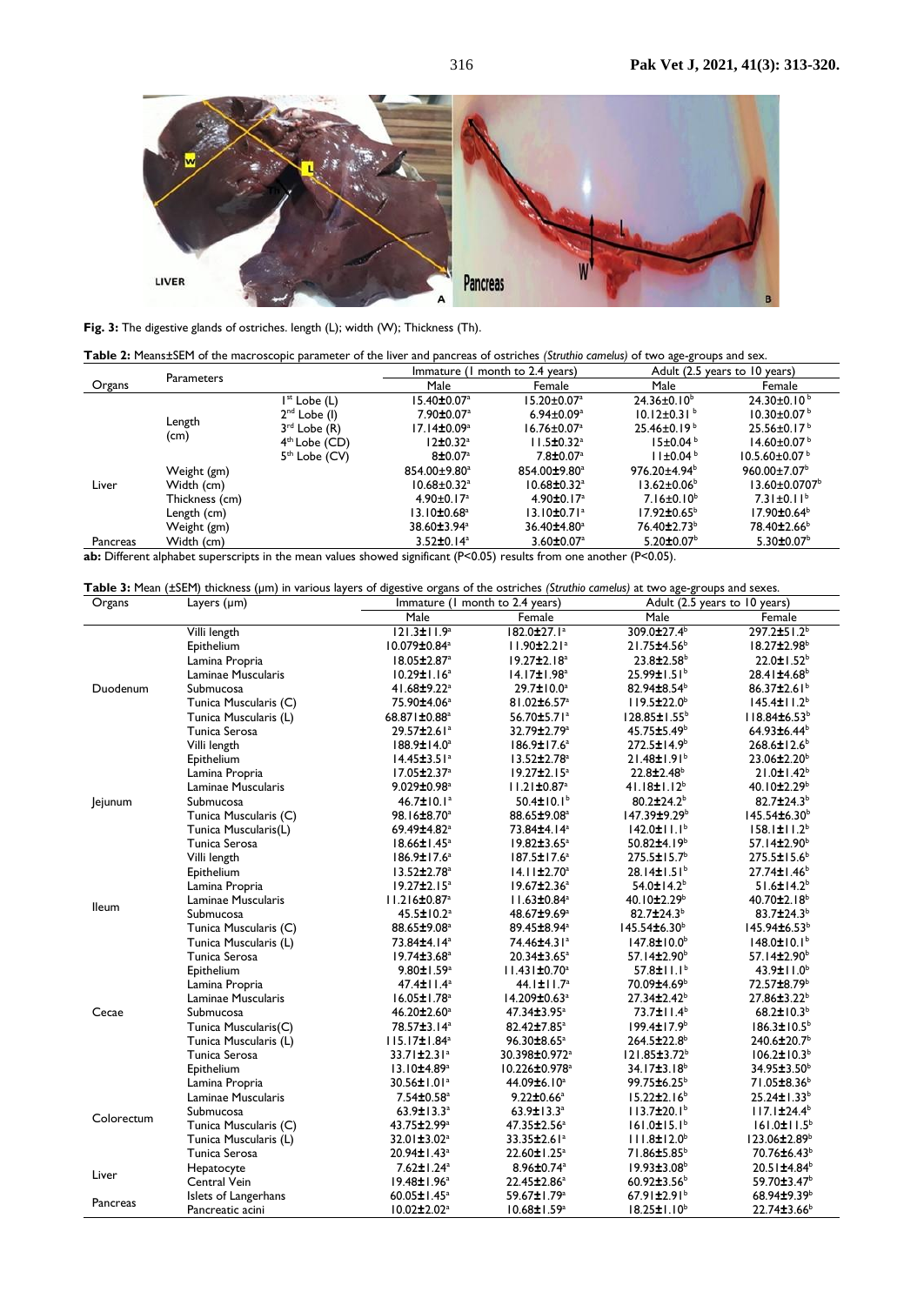**Fig. 3:** The digestive glands of ostriches. length (L); width (W); Thickness (Th).

**Table 2:** Means±SEM of the macroscopic parameter of the liver and pancreas of ostriches *(Struthio camelus)* of two age-groups and sex.

| Organs | Parameters | | Immature (1 month to 2.4 years) | | Adult (2.5 years to 10 years) | |
|---|---|---|---|---|---|---|
| | | | Male | Female | Male | Female |
| Liver | Length (cm) | 1st Lobe (L) | 15.40±0.07ᵃ | 15.20±0.07ᵃ | 24.36±0.10ᵇ | 24.30±0.10ᵇ |
| | | 2nd Lobe (l) | 7.90±0.07ᵃ | 6.94±0.09ᵃ | 10.12±0.31ᵇ | 10.30±0.07ᵇ |
| | | 3rd Lobe (R) | 17.14±0.09ᵃ | 16.76±0.07ᵃ | 25.46±0.19ᵇ | 25.56±0.17ᵇ |
| | | 4th Lobe (CD) | 12±0.32ᵃ | 11.5±0.32ᵃ | 15±0.04ᵇ | 14.60±0.07ᵇ |
| | | 5th Lobe (CV) | 8±0.07ᵃ | 7.8±0.07ᵃ | 11±0.04ᵇ | 10.5.60±0.07ᵇ |
| | Weight (gm) | | 854.00±9.80ᵃ | 854.00±9.80ᵃ | 976.20±4.94ᵇ | 960.00±7.07ᵇ |
| | Width (cm) | | 10.68±0.32ᵃ | 10.68±0.32ᵃ | 13.62±0.06ᵇ | 13.60±0.0707ᵇ |
| | Thickness (cm) | | 4.90±0.17ᵃ | 4.90±0.17ᵃ | 7.16±0.10ᵇ | 7.31±0.11ᵇ |
| Pancreas | Length (cm) | | 13.10±0.68ᵃ | 13.10±0.71ᵃ | 17.92±0.65ᵇ | 17.90±0.64ᵇ |
| | Weight (gm) | | 38.60±3.94ᵃ | 36.40±4.80ᵃ | 76.40±2.73ᵇ | 78.40±2.66ᵇ |
| | Width (cm) | | 3.52±0.14ᵃ | 3.60±0.07ᵃ | 5.20±0.07ᵇ | 5.30±0.07ᵇ |

**ab:** Different alphabet superscripts in the mean values showed significant (P<0.05) results from one another (P<0.05).

**Table 3:** Mean (±SEM) thickness (µm) in various layers of digestive organs of the ostriches *(Struthio camelus)* at two age-groups and sexes.

| Organs | Layers (µm) | Immature (1 month to 2.4 years) | | Adult (2.5 years to 10 years) | |
|---|---|---|---|---|---|
| | | Male | Female | Male | Female |
| Duodenum | Villi length | 121.3±11.9ᵃ | 182.0±27.1ᵃ | 309.0±27.4ᵇ | 297.2±51.2ᵇ |
| | Epithelium | 10.079±0.84ᵃ | 11.90±2.21ᵃ | 21.75±4.56ᵇ | 18.27±2.98ᵇ |
| | Lamina Propria | 18.05±2.87ᵃ | 19.27±2.18ᵃ | 23.8±2.58ᵇ | 22.0±1.52ᵇ |
| | Laminae Muscularis | 10.29±1.16ᵃ | 14.17±1.98ᵃ | 25.99±1.51ᵇ | 28.41±4.68ᵇ |
| | Submucosa | 41.68±9.22ᵃ | 29.7±10.0ᵃ | 82.94±8.54ᵇ | 86.37±2.61ᵇ |
| | Tunica Muscularis (C) | 75.90±4.06ᵃ | 81.02±6.57ᵃ | 119.5±22.0ᵇ | 145.4±11.2ᵇ |
| | Tunica Muscularis (L) | 68.871±0.88ᵃ | 56.70±5.71ᵃ | 128.85±1.55ᵇ | 118.84±6.53ᵇ |
| | Tunica Serosa | 29.57±2.61ᵃ | 32.79±2.79ᵃ | 45.75±5.49ᵇ | 64.93±6.44ᵇ |
| Jejunum | Villi length | 188.9±14.0ᵃ | 186.9±17.6ᵃ | 272.5±14.9ᵇ | 268.6±12.6ᵇ |
| | Epithelium | 14.45±3.51ᵃ | 13.52±2.78ᵃ | 21.48±1.91ᵇ | 23.06±2.20ᵇ |
| | Lamina Propria | 17.05±2.37ᵃ | 19.27±2.15ᵃ | 22.8±2.48ᵇ | 21.0±1.42ᵇ |
| | Laminae Muscularis | 9.029±0.98ᵃ | 11.21±0.87ᵃ | 41.18±1.12ᵇ | 40.10±2.29ᵇ |
| | Submucosa | 46.7±10.1ᵃ | 50.4±10.1ᵇ | 80.2±24.2ᵇ | 82.7±24.3ᵇ |
| | Tunica Muscularis (C) | 98.16±8.70ᵃ | 88.65±9.08ᵃ | 147.39±9.29ᵇ | 145.54±6.30ᵇ |
| | Tunica Muscularis(L) | 69.49±4.82ᵃ | 73.84±4.14ᵃ | 142.0±11.1ᵇ | 158.1±11.2ᵇ |
| | Tunica Serosa | 18.66±1.45ᵃ | 19.82±3.65ᵃ | 50.82±4.19ᵇ | 57.14±2.90ᵇ |
| Ileum | Villi length | 186.9±17.6ᵃ | 187.5±17.6ᵃ | 275.5±15.7ᵇ | 275.5±15.6ᵇ |
| | Epithelium | 13.52±2.78ᵃ | 14.11±2.70ᵃ | 28.14±1.51ᵇ | 27.74±1.46ᵇ |
| | Lamina Propria | 19.27±2.15ᵃ | 19.67±2.36ᵃ | 54.0±14.2ᵇ | 51.6±14.2ᵇ |
| | Laminae Muscularis | 11.216±0.87ᵃ | 11.63±0.84ᵃ | 40.10±2.29ᵇ | 40.70±2.18ᵇ |
| | Submucosa | 45.5±10.2ᵃ | 48.67±9.69ᵃ | 82.7±24.3ᵇ | 83.7±24.3ᵇ |
| | Tunica Muscularis (C) | 88.65±9.08ᵃ | 89.45±8.94ᵃ | 145.54±6.30ᵇ | 145.94±6.53ᵇ |
| | Tunica Muscularis (L) | 73.84±4.14ᵃ | 74.46±4.31ᵃ | 147.8±10.0ᵇ | 148.0±10.1ᵇ |
| | Tunica Serosa | 19.74±3.68ᵃ | 20.34±3.65ᵃ | 57.14±2.90ᵇ | 57.14±2.90ᵇ |
| Cecae | Epithelium | 9.80±1.59ᵃ | 11.431±0.70ᵃ | 57.8±11.1ᵇ | 43.9±11.0ᵇ |
| | Lamina Propria | 47.4±11.4ᵃ | 44.1±11.7ᵃ | 70.09±4.69ᵇ | 72.57±8.79ᵇ |
| | Laminae Muscularis | 16.05±1.78ᵃ | 14.209±0.63ᵃ | 27.34±2.42ᵇ | 27.86±3.22ᵇ |
| | Submucosa | 46.20±2.60ᵃ | 47.34±3.95ᵃ | 73.7±11.4ᵇ | 68.2±10.3ᵇ |
| | Tunica Muscularis(C) | 78.57±3.14ᵃ | 82.42±7.85ᵃ | 199.4±17.9ᵇ | 186.3±10.5ᵇ |
| | Tunica Muscularis (L) | 115.17±1.84ᵃ | 96.30±8.65ᵃ | 264.5±22.8ᵇ | 240.6±20.7ᵇ |
| | Tunica Serosa | 33.71±2.31ᵃ | 30.398±0.972ᵃ | 121.85±3.72ᵇ | 106.2±10.3ᵇ |
| Colorectum | Epithelium | 13.10±4.89ᵃ | 10.226±0.978ᵃ | 34.17±3.18ᵇ | 34.95±3.50ᵇ |
| | Lamina Propria | 30.56±1.01ᵃ | 44.09±6.10ᵃ | 99.75±6.25ᵇ | 71.05±8.36ᵇ |
| | Laminae Muscularis | 7.54±0.58ᵃ | 9.22±0.66ᵃ | 15.22±2.16ᵇ | 25.24±1.33ᵇ |
| | Submucosa | 63.9±13.3ᵃ | 63.9±13.3ᵃ | 113.7±20.1ᵇ | 117.1±24.4ᵇ |
| | Tunica Muscularis (C) | 43.75±2.99ᵃ | 47.35±2.56ᵃ | 161.0±15.1ᵇ | 161.0±11.5ᵇ |
| | Tunica Muscularis (L) | 32.01±3.02ᵃ | 33.35±2.61ᵃ | 111.8±12.0ᵇ | 123.06±2.89ᵇ |
| | Tunica Serosa | 20.94±1.43ᵃ | 22.60±1.25ᵃ | 71.86±5.85ᵇ | 70.76±6.43ᵇ |
| Liver | Hepatocyte | 7.62±1.24ᵃ | 8.96±0.74ᵃ | 19.93±3.08ᵇ | 20.51±4.84ᵇ |
| | Central Vein | 19.48±1.96ᵃ | 22.45±2.86ᵃ | 60.92±3.56ᵇ | 59.70±3.47ᵇ |
| Pancreas | Islets of Langerhans | 60.05±1.45ᵃ | 59.67±1.79ᵃ | 67.91±2.91ᵇ | 68.94±9.39ᵇ |
| | Pancreatic acini | 10.02±2.02ᵃ | 10.68±1.59ᵃ | 18.25±1.10ᵇ | 22.74±3.66ᵇ |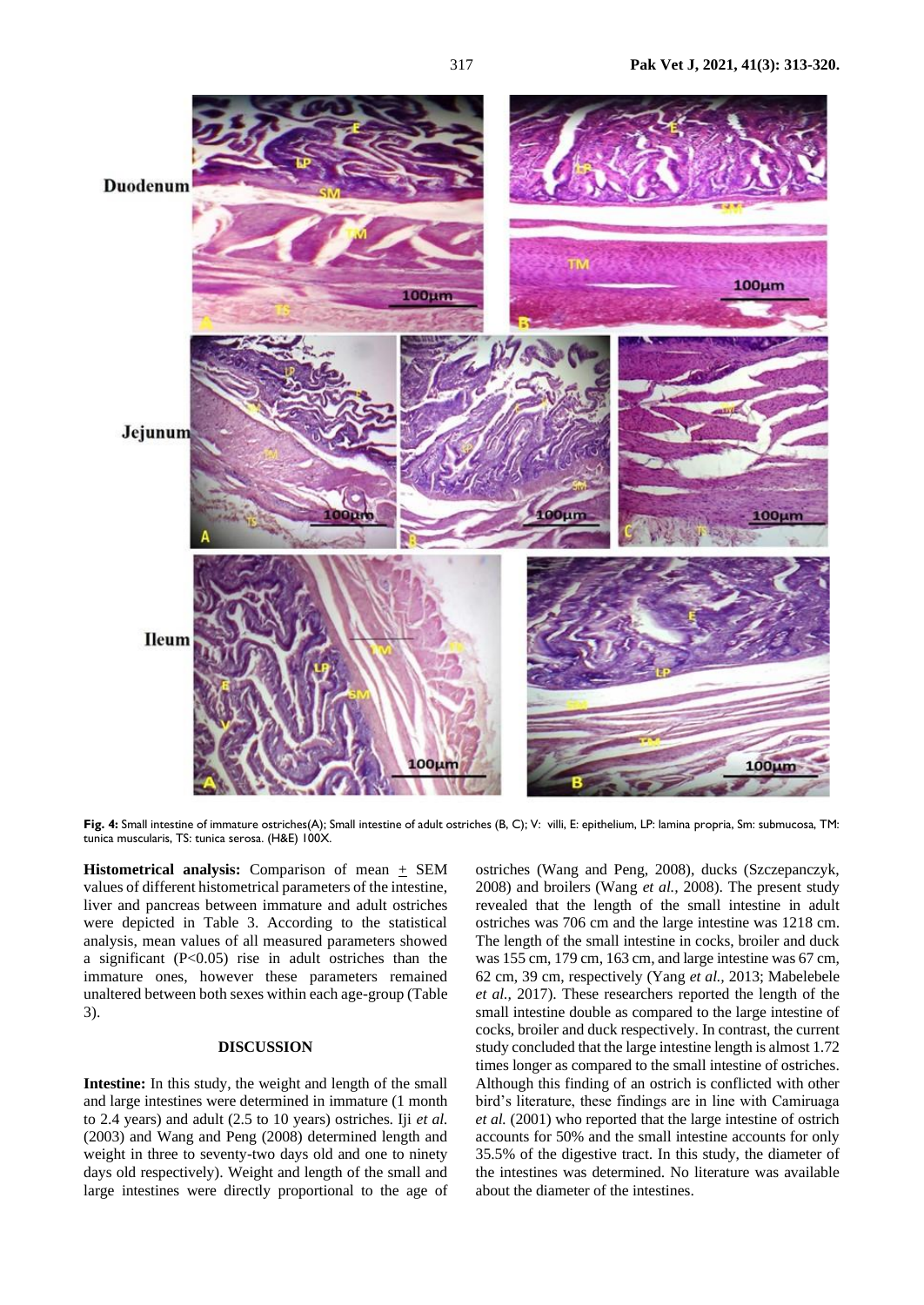Fig. 4: Small intestine of immature ostriches(A); Small intestine of adult ostriches (B, C); V: villi, E: epithelium, LP: lamina propria, Sm: submucosa, TM: tunica muscularis, TS: tunica serosa. (H&E) 100X.

**Histometrical analysis:** Comparison of mean ± SEM values of different histometrical parameters of the intestine, liver and pancreas between immature and adult ostriches were depicted in Table 3. According to the statistical analysis, mean values of all measured parameters showed a significant ($P<0.05$) rise in adult ostriches than the immature ones, however these parameters remained unaltered between both sexes within each age-group (Table 3).

## DISCUSSION

**Intestine:** In this study, the weight and length of the small and large intestines were determined in immature (1 month to 2.4 years) and adult (2.5 to 10 years) ostriches. Iji *et al.* (2003) and Wang and Peng (2008) determined length and weight in three to seventy-two days old and one to ninety days old respectively). Weight and length of the small and large intestines were directly proportional to the age of ostriches (Wang and Peng, 2008), ducks (Szczepanczyk, 2008) and broilers (Wang *et al.*, 2008). The present study revealed that the length of the small intestine in adult ostriches was 706 cm and the large intestine was 1218 cm. The length of the small intestine in cocks, broiler and duck was 155 cm, 179 cm, 163 cm, and large intestine was 67 cm, 62 cm, 39 cm, respectively (Yang *et al.*, 2013; Mabelebele *et al.*, 2017). These researchers reported the length of the small intestine double as compared to the large intestine of cocks, broiler and duck respectively. In contrast, the current study concluded that the large intestine length is almost 1.72 times longer as compared to the small intestine of ostriches. Although this finding of an ostrich is conflicted with other bird's literature, these findings are in line with Camiruaga *et al.* (2001) who reported that the large intestine of ostrich accounts for 50% and the small intestine accounts for only 35.5% of the digestive tract. In this study, the diameter of the intestines was determined. No literature was available about the diameter of the intestines.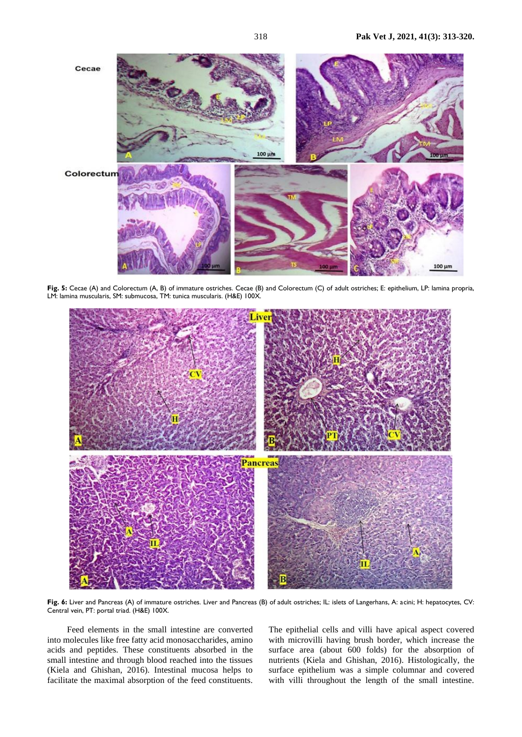**Fig. 5:** Cecae (A) and Colorectum (A, B) of immature ostriches. Cecae (B) and Colorectum (C) of adult ostriches; E: epithelium, LP: lamina propria, LM: lamina muscularis, SM: submucosa, TM: tunica muscularis. (H&E) 100X.

**Fig. 6:** Liver and Pancreas (A) of immature ostriches. Liver and Pancreas (B) of adult ostriches; IL: islets of Langerhans, A: acini; H: hepatocytes, CV: Central vein, PT: portal triad. (H&E) 100X.

Feed elements in the small intestine are converted into molecules like free fatty acid monosaccharides, amino acids and peptides. These constituents absorbed in the small intestine and through blood reached into the tissues (Kiela and Ghishan, 2016). Intestinal mucosa helps to facilitate the maximal absorption of the feed constituents. The epithelial cells and villi have apical aspect covered with microvilli having brush border, which increase the surface area (about 600 folds) for the absorption of nutrients (Kiela and Ghishan, 2016). Histologically, the surface epithelium was a simple columnar and covered with villi throughout the length of the small intestine.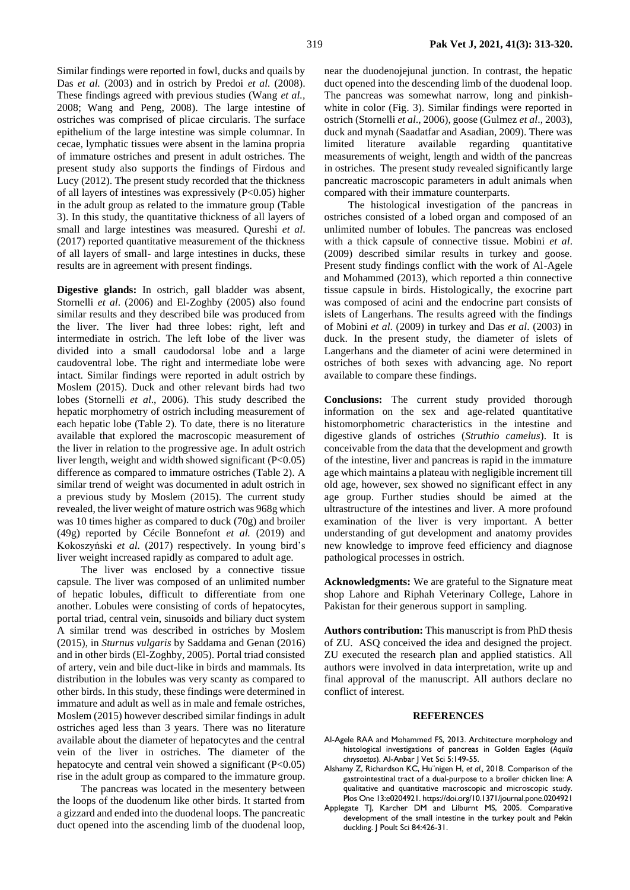Similar findings were reported in fowl, ducks and quails by Das *et al.* (2003) and in ostrich by Predoi *et al.* (2008). These findings agreed with previous studies (Wang *et al.*, 2008; Wang and Peng, 2008). The large intestine of ostriches was comprised of plicae circularis. The surface epithelium of the large intestine was simple columnar. In cecae, lymphatic tissues were absent in the lamina propria of immature ostriches and present in adult ostriches. The present study also supports the findings of Firdous and Lucy (2012). The present study recorded that the thickness of all layers of intestines was expressively ($P<0.05$) higher in the adult group as related to the immature group (Table 3). In this study, the quantitative thickness of all layers of small and large intestines was measured. Qureshi *et al*. (2017) reported quantitative measurement of the thickness of all layers of small- and large intestines in ducks, these results are in agreement with present findings.

**Digestive glands:** In ostrich, gall bladder was absent, Stornelli *et al*. (2006) and El-Zoghby (2005) also found similar results and they described bile was produced from the liver. The liver had three lobes: right, left and intermediate in ostrich. The left lobe of the liver was divided into a small caudodorsal lobe and a large caudoventral lobe. The right and intermediate lobe were intact. Similar findings were reported in adult ostrich by Moslem (2015). Duck and other relevant birds had two lobes (Stornelli *et al*., 2006). This study described the hepatic morphometry of ostrich including measurement of each hepatic lobe (Table 2). To date, there is no literature available that explored the macroscopic measurement of the liver in relation to the progressive age. In adult ostrich liver length, weight and width showed significant ($P<0.05$) difference as compared to immature ostriches (Table 2). A similar trend of weight was documented in adult ostrich in a previous study by Moslem (2015). The current study revealed, the liver weight of mature ostrich was 968g which was 10 times higher as compared to duck (70g) and broiler (49g) reported by Cécile Bonnefont *et al.* (2019) and Kokoszyński *et al.* (2017) respectively. In young bird's liver weight increased rapidly as compared to adult age.

The liver was enclosed by a connective tissue capsule. The liver was composed of an unlimited number of hepatic lobules, difficult to differentiate from one another. Lobules were consisting of cords of hepatocytes, portal triad, central vein, sinusoids and biliary duct system A similar trend was described in ostriches by Moslem (2015), in *Sturnus vulgaris* by Saddama and Genan (2016) and in other birds (El-Zoghby, 2005). Portal triad consisted of artery, vein and bile duct-like in birds and mammals. Its distribution in the lobules was very scanty as compared to other birds. In this study, these findings were determined in immature and adult as well as in male and female ostriches, Moslem (2015) however described similar findings in adult ostriches aged less than 3 years. There was no literature available about the diameter of hepatocytes and the central vein of the liver in ostriches. The diameter of the hepatocyte and central vein showed a significant ($P<0.05$) rise in the adult group as compared to the immature group.

The pancreas was located in the mesentery between the loops of the duodenum like other birds. It started from a gizzard and ended into the duodenal loops. The pancreatic duct opened into the ascending limb of the duodenal loop, near the duodenojejunal junction. In contrast, the hepatic duct opened into the descending limb of the duodenal loop. The pancreas was somewhat narrow, long and pinkish-white in color (Fig. 3). Similar findings were reported in ostrich (Stornelli *et al*., 2006), goose (Gulmez *et al*., 2003), duck and mynah (Saadatfar and Asadian, 2009). There was limited literature available regarding quantitative measurements of weight, length and width of the pancreas in ostriches. The present study revealed significantly large pancreatic macroscopic parameters in adult animals when compared with their immature counterparts.

The histological investigation of the pancreas in ostriches consisted of a lobed organ and composed of an unlimited number of lobules. The pancreas was enclosed with a thick capsule of connective tissue. Mobini *et al*. (2009) described similar results in turkey and goose. Present study findings conflict with the work of Al-Agele and Mohammed (2013), which reported a thin connective tissue capsule in birds. Histologically, the exocrine part was composed of acini and the endocrine part consists of islets of Langerhans. The results agreed with the findings of Mobini *et al*. (2009) in turkey and Das *et al*. (2003) in duck. In the present study, the diameter of islets of Langerhans and the diameter of acini were determined in ostriches of both sexes with advancing age. No report available to compare these findings.

**Conclusions:** The current study provided thorough information on the sex and age-related quantitative histomorphometric characteristics in the intestine and digestive glands of ostriches (*Struthio camelus*). It is conceivable from the data that the development and growth of the intestine, liver and pancreas is rapid in the immature age which maintains a plateau with negligible increment till old age, however, sex showed no significant effect in any age group. Further studies should be aimed at the ultrastructure of the intestines and liver. A more profound examination of the liver is very important. A better understanding of gut development and anatomy provides new knowledge to improve feed efficiency and diagnose pathological processes in ostrich.

**Acknowledgments:** We are grateful to the Signature meat shop Lahore and Riphah Veterinary College, Lahore in Pakistan for their generous support in sampling.

**Authors contribution:** This manuscript is from PhD thesis of ZU. ASQ conceived the idea and designed the project. ZU executed the research plan and applied statistics. All authors were involved in data interpretation, write up and final approval of the manuscript. All authors declare no conflict of interest.

## REFERENCES

Al-Agele RAA and Mohammed FS, 2013. Architecture morphology and histological investigations of pancreas in Golden Eagles (*Aquila chrysaetos*). Al-Anbar J Vet Sci 5:149-55.

Alshamy Z, Richardson KC, Hu¨nigen H, *et al.,* 2018. Comparison of the gastrointestinal tract of a dual-purpose to a broiler chicken line: A qualitative and quantitative macroscopic and microscopic study. Plos One 13:e0204921. https://doi.org/10.1371/journal.pone.0204921

Applegate TJ, Karcher DM and Lilburnt MS, 2005. Comparative development of the small intestine in the turkey poult and Pekin duckling. J Poult Sci 84:426-31.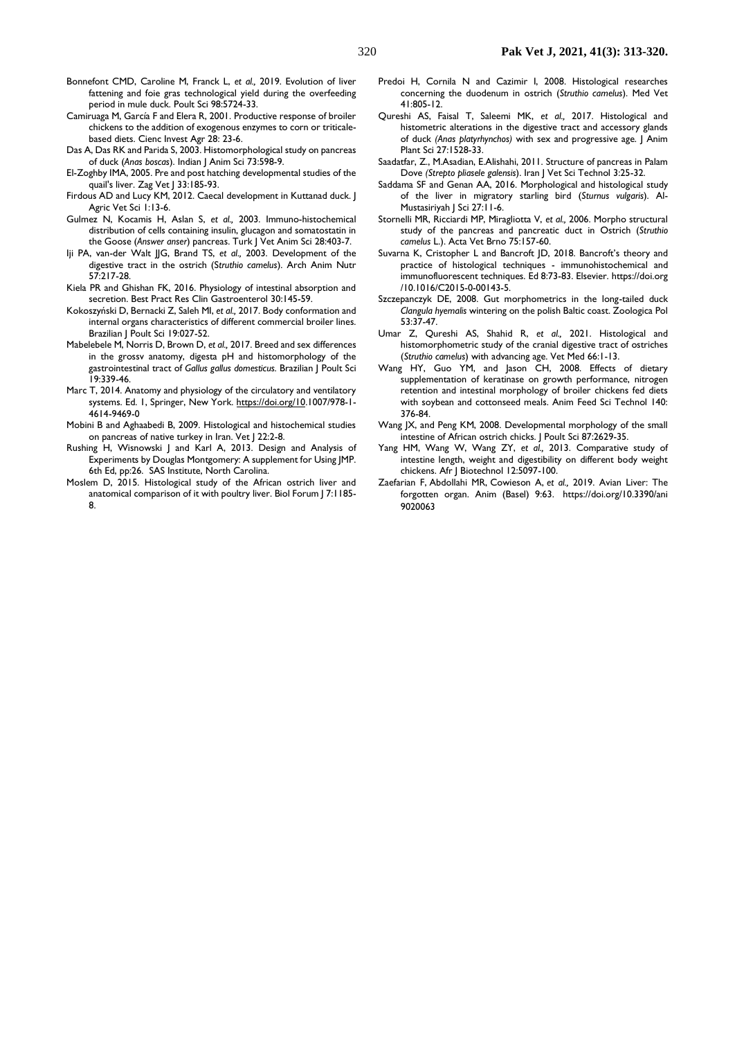Bonnefont CMD, Caroline M, Franck L, *et al.,* 2019. Evolution of liver fattening and foie gras technological yield during the overfeeding period in mule duck. Poult Sci 98:5724-33.

Camiruaga M, García F and Elera R, 2001. Productive response of broiler chickens to the addition of exogenous enzymes to corn or triticale-based diets. Cienc Invest Agr 28: 23-6.

Das A, Das RK and Parida S, 2003. Histomorphological study on pancreas of duck (*Anas boscas*). Indian J Anim Sci 73:598-9.

El-Zoghby IMA, 2005. Pre and post hatching developmental studies of the quail's liver. Zag Vet J 33:185-93.

Firdous AD and Lucy KM, 2012. Caecal development in Kuttanad duck. J Agric Vet Sci 1:13-6.

Gulmez N, Kocamis H, Aslan S, *et al.,* 2003. Immuno-histochemical distribution of cells containing insulin, glucagon and somatostatin in the Goose (*Answer anser*) pancreas. Turk J Vet Anim Sci 28:403-7.

Iji PA, van-der Walt JJG, Brand TS, *et al.,* 2003. Development of the digestive tract in the ostrich (*Struthio camelus*). Arch Anim Nutr 57:217-28.

Kiela PR and Ghishan FK, 2016. Physiology of intestinal absorption and secretion. Best Pract Res Clin Gastroenterol 30:145-59.

Kokoszyński D, Bernacki Z, Saleh MI, *et al.,* 2017. Body conformation and internal organs characteristics of different commercial broiler lines. Brazilian J Poult Sci 19:027-52.

Mabelebele M, Norris D, Brown D, *et al.,* 2017. Breed and sex differences in the grossv anatomy, digesta pH and histomorphology of the gastrointestinal tract of *Gallus gallus domesticus*. Brazilian J Poult Sci 19:339-46.

Marc T, 2014. Anatomy and physiology of the circulatory and ventilatory systems. Ed. 1, Springer, New York. https://doi.org/10.1007/978-1-4614-9469-0

Mobini B and Aghaabedi B, 2009. Histological and histochemical studies on pancreas of native turkey in Iran. Vet J 22:2-8.

Rushing H, Wisnowski J and Karl A, 2013. Design and Analysis of Experiments by Douglas Montgomery: A supplement for Using JMP. 6th Ed, pp:26. SAS Institute, North Carolina.

Moslem D, 2015. Histological study of the African ostrich liver and anatomical comparison of it with poultry liver. Biol Forum J 7:1185-8.

Predoi H, Cornila N and Cazimir I, 2008. Histological researches concerning the duodenum in ostrich (*Struthio camelus*). Med Vet 41:805-12.

Qureshi AS, Faisal T, Saleemi MK, *et al.,* 2017. Histological and histometric alterations in the digestive tract and accessory glands of duck *(Anas platyrhynchos)* with sex and progressive age. J Anim Plant Sci 27:1528-33.

Saadatfar, Z., M.Asadian, E.Alishahi, 2011. Structure of pancreas in Palam Dove *(Strepto pliasele galensis*). Iran J Vet Sci Technol 3:25-32.

Saddama SF and Genan AA, 2016. Morphological and histological study of the liver in migratory starling bird (*Sturnus vulgaris*). Al-Mustasiriyah J Sci 27:11-6.

Stornelli MR, Ricciardi MP, Miragliotta V, *et al.,* 2006. Morpho structural study of the pancreas and pancreatic duct in Ostrich (*Struthio camelus* L.). Acta Vet Brno 75:157-60.

Suvarna K, Cristopher L and Bancroft JD, 2018. Bancroft's theory and practice of histological techniques - immunohistochemical and immunofluorescent techniques. Ed 8:73-83. Elsevier. https://doi.org/10.1016/C2015-0-00143-5.

Szczepanczyk DE, 2008. Gut morphometrics in the long-tailed duck *Clangula hyemalis* wintering on the polish Baltic coast. Zoologica Pol 53:37-47.

Umar Z, Qureshi AS, Shahid R, *et al.,* 2021. Histological and histomorphometric study of the cranial digestive tract of ostriches (*Struthio camelus*) with advancing age. Vet Med 66:1-13.

Wang HY, Guo YM, and Jason CH, 2008. Effects of dietary supplementation of keratinase on growth performance, nitrogen retention and intestinal morphology of broiler chickens fed diets with soybean and cottonseed meals. Anim Feed Sci Technol 140: 376-84.

Wang JX, and Peng KM, 2008. Developmental morphology of the small intestine of African ostrich chicks. J Poult Sci 87:2629-35.

Yang HM, Wang W, Wang ZY, *et al.,* 2013. Comparative study of intestine length, weight and digestibility on different body weight chickens. Afr J Biotechnol 12:5097-100.

Zaefarian F, Abdollahi MR, Cowieson A, *et al.,* 2019. Avian Liver: The forgotten organ. Anim (Basel) 9:63. https://doi.org/10.3390/ani9020063